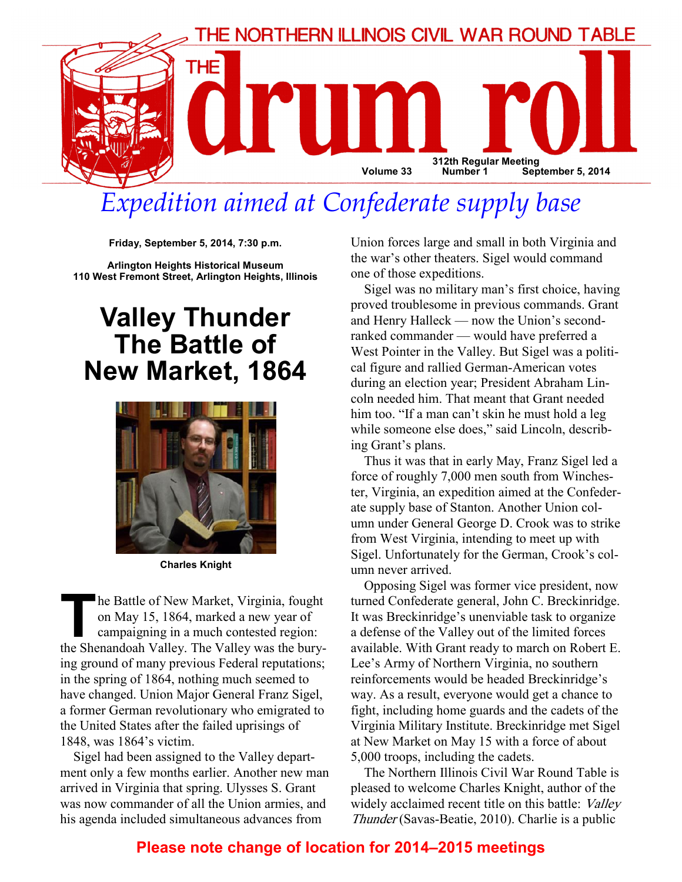# THE NORTHERN ILLINOIS CIVIL WAR ROUND TABLE

# THE drum roll

312th Regular Meeting
Volume 33 Number 1 September 5, 2014

## *Expedition aimed at Confederate supply base*

**Friday, September 5, 2014, 7:30 p.m.**

**Arlington Heights Historical Museum**
**110 West Fremont Street, Arlington Heights, Illinois**

## Valley Thunder The Battle of New Market, 1864

**Charles Knight**

The Battle of New Market, Virginia, fought on May 15, 1864, marked a new year of campaigning in a much contested region: the Shenandoah Valley. The Valley was the burying ground of many previous Federal reputations; in the spring of 1864, nothing much seemed to have changed. Union Major General Franz Sigel, a former German revolutionary who emigrated to the United States after the failed uprisings of 1848, was 1864's victim.

Sigel had been assigned to the Valley department only a few months earlier. Another new man arrived in Virginia that spring. Ulysses S. Grant was now commander of all the Union armies, and his agenda included simultaneous advances from Union forces large and small in both Virginia and the war's other theaters. Sigel would command one of those expeditions.

Sigel was no military man's first choice, having proved troublesome in previous commands. Grant and Henry Halleck — now the Union's second-ranked commander — would have preferred a West Pointer in the Valley. But Sigel was a political figure and rallied German-American votes during an election year; President Abraham Lincoln needed him. That meant that Grant needed him too. "If a man can't skin he must hold a leg while someone else does," said Lincoln, describing Grant's plans.

Thus it was that in early May, Franz Sigel led a force of roughly 7,000 men south from Winchester, Virginia, an expedition aimed at the Confederate supply base of Stanton. Another Union column under General George D. Crook was to strike from West Virginia, intending to meet up with Sigel. Unfortunately for the German, Crook's column never arrived.

Opposing Sigel was former vice president, now turned Confederate general, John C. Breckinridge. It was Breckinridge's unenviable task to organize a defense of the Valley out of the limited forces available. With Grant ready to march on Robert E. Lee's Army of Northern Virginia, no southern reinforcements would be headed Breckinridge's way. As a result, everyone would get a chance to fight, including home guards and the cadets of the Virginia Military Institute. Breckinridge met Sigel at New Market on May 15 with a force of about 5,000 troops, including the cadets.

The Northern Illinois Civil War Round Table is pleased to welcome Charles Knight, author of the widely acclaimed recent title on this battle: *Valley Thunder* (Savas-Beatie, 2010). Charlie is a public

**Please note change of location for 2014–2015 meetings**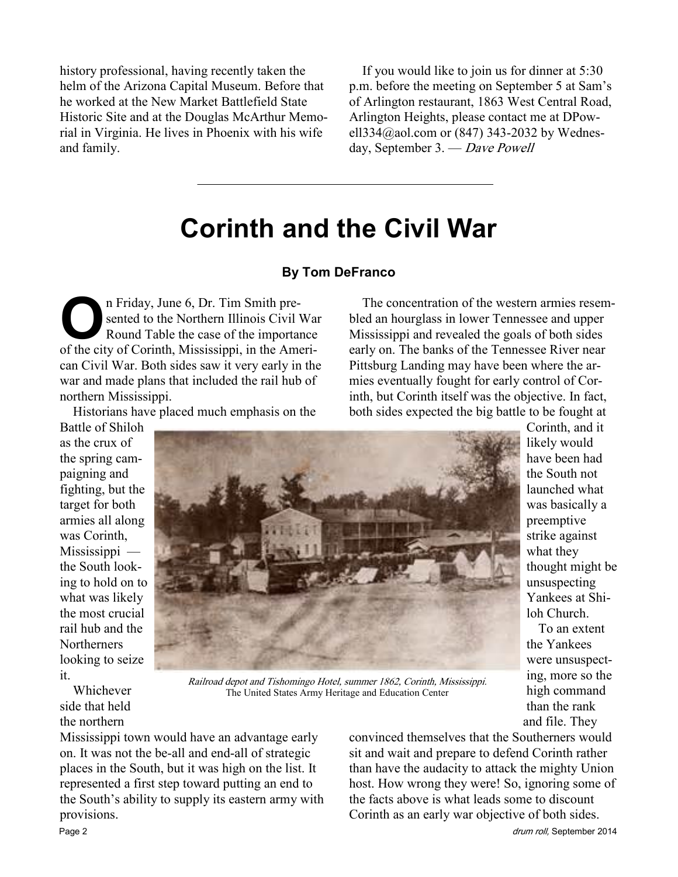history professional, having recently taken the helm of the Arizona Capital Museum. Before that he worked at the New Market Battlefield State Historic Site and at the Douglas McArthur Memorial in Virginia. He lives in Phoenix with his wife and family.

If you would like to join us for dinner at 5:30 p.m. before the meeting on September 5 at Sam's of Arlington restaurant, 1863 West Central Road, Arlington Heights, please contact me at DPowell334@aol.com or (847) 343-2032 by Wednesday, September 3. — *Dave Powell*

---

# Corinth and the Civil War

**By Tom DeFranco**

On Friday, June 6, Dr. Tim Smith presented to the Northern Illinois Civil War Round Table the case of the importance of the city of Corinth, Mississippi, in the American Civil War. Both sides saw it very early in the war and made plans that included the rail hub of northern Mississippi.

Historians have placed much emphasis on the Battle of Shiloh as the crux of the spring campaigning and fighting, but the target for both armies all along was Corinth, Mississippi — the South looking to hold on to what was likely the most crucial rail hub and the Northerners looking to seize it.

Whichever side that held the northern Mississippi town would have an advantage early on. It was not the be-all and end-all of strategic places in the South, but it was high on the list. It represented a first step toward putting an end to the South's ability to supply its eastern army with provisions.

*Railroad depot and Tishomingo Hotel, summer 1862, Corinth, Mississippi.*
The United States Army Heritage and Education Center

The concentration of the western armies resembled an hourglass in lower Tennessee and upper Mississippi and revealed the goals of both sides early on. The banks of the Tennessee River near Pittsburg Landing may have been where the armies eventually fought for early control of Corinth, but Corinth itself was the objective. In fact, both sides expected the big battle to be fought at Corinth, and it likely would have been had the South not launched what was basically a preemptive strike against what they thought might be unsuspecting Yankees at Shiloh Church.

To an extent the Yankees were unsuspecting, more so the high command than the rank and file. They convinced themselves that the Southerners would sit and wait and prepare to defend Corinth rather than have the audacity to attack the mighty Union host. How wrong they were! So, ignoring some of the facts above is what leads some to discount Corinth as an early war objective of both sides.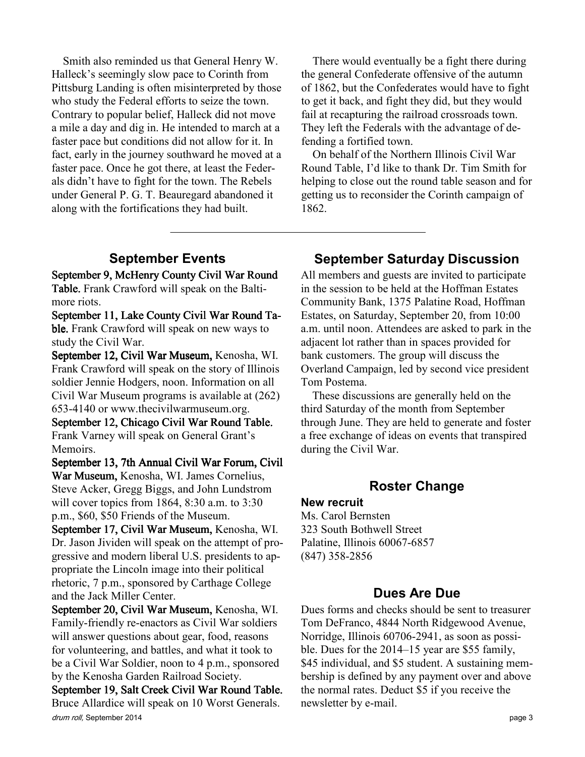Smith also reminded us that General Henry W. Halleck's seemingly slow pace to Corinth from Pittsburg Landing is often misinterpreted by those who study the Federal efforts to seize the town. Contrary to popular belief, Halleck did not move a mile a day and dig in. He intended to march at a faster pace but conditions did not allow for it. In fact, early in the journey southward he moved at a faster pace. Once he got there, at least the Federals didn't have to fight for the town. The Rebels under General P. G. T. Beauregard abandoned it along with the fortifications they had built.

There would eventually be a fight there during the general Confederate offensive of the autumn of 1862, but the Confederates would have to fight to get it back, and fight they did, but they would fail at recapturing the railroad crossroads town. They left the Federals with the advantage of defending a fortified town.

On behalf of the Northern Illinois Civil War Round Table, I'd like to thank Dr. Tim Smith for helping to close out the round table season and for getting us to reconsider the Corinth campaign of 1862.

---

## September Events

**September 9, McHenry County Civil War Round Table.** Frank Crawford will speak on the Baltimore riots.

**September 11, Lake County Civil War Round Table.** Frank Crawford will speak on new ways to study the Civil War.

**September 12, Civil War Museum,** Kenosha, WI. Frank Crawford will speak on the story of Illinois soldier Jennie Hodgers, noon. Information on all Civil War Museum programs is available at (262) 653-4140 or www.thecivilwarmuseum.org.

**September 12, Chicago Civil War Round Table.** Frank Varney will speak on General Grant's Memoirs.

**September 13, 7th Annual Civil War Forum, Civil War Museum,** Kenosha, WI. James Cornelius, Steve Acker, Gregg Biggs, and John Lundstrom will cover topics from 1864, 8:30 a.m. to 3:30 p.m., $60, $50 Friends of the Museum.

**September 17, Civil War Museum,** Kenosha, WI. Dr. Jason Jividen will speak on the attempt of progressive and modern liberal U.S. presidents to appropriate the Lincoln image into their political rhetoric, 7 p.m., sponsored by Carthage College and the Jack Miller Center.

**September 20, Civil War Museum,** Kenosha, WI. Family-friendly re-enactors as Civil War soldiers will answer questions about gear, food, reasons for volunteering, and battles, and what it took to be a Civil War Soldier, noon to 4 p.m., sponsored by the Kenosha Garden Railroad Society.

**September 19, Salt Creek Civil War Round Table.** Bruce Allardice will speak on 10 Worst Generals.

## September Saturday Discussion

All members and guests are invited to participate in the session to be held at the Hoffman Estates Community Bank, 1375 Palatine Road, Hoffman Estates, on Saturday, September 20, from 10:00 a.m. until noon. Attendees are asked to park in the adjacent lot rather than in spaces provided for bank customers. The group will discuss the Overland Campaign, led by second vice president Tom Postema.

These discussions are generally held on the third Saturday of the month from September through June. They are held to generate and foster a free exchange of ideas on events that transpired during the Civil War.

## Roster Change

**New recruit**

Ms. Carol Bernsten
323 South Bothwell Street
Palatine, Illinois 60067-6857
(847) 358-2856

## Dues Are Due

Dues forms and checks should be sent to treasurer Tom DeFranco, 4844 North Ridgewood Avenue, Norridge, Illinois 60706-2941, as soon as possible. Dues for the 2014–15 year are $55 family, $45 individual, and $5 student. A sustaining membership is defined by any payment over and above the normal rates. Deduct $5 if you receive the newsletter by e-mail.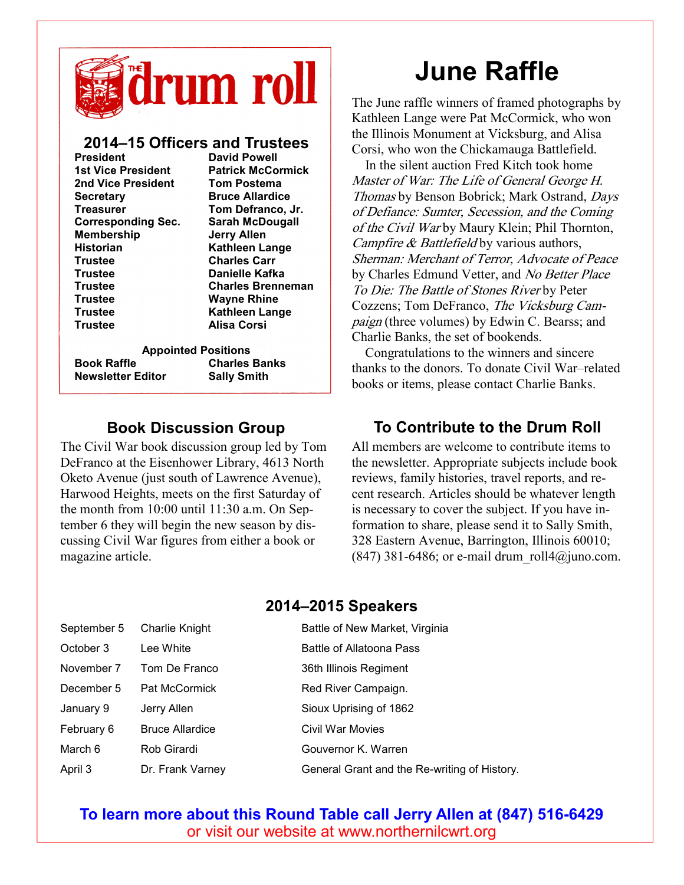# THE drum roll

## 2014–15 Officers and Trustees

| | |
|---|---|
| **President** | **David Powell** |
| **1st Vice President** | **Patrick McCormick** |
| **2nd Vice President** | **Tom Postema** |
| **Secretary** | **Bruce Allardice** |
| **Treasurer** | **Tom Defranco, Jr.** |
| **Corresponding Sec.** | **Sarah McDougall** |
| **Membership** | **Jerry Allen** |
| **Historian** | **Kathleen Lange** |
| **Trustee** | **Charles Carr** |
| **Trustee** | **Danielle Kafka** |
| **Trustee** | **Charles Brenneman** |
| **Trustee** | **Wayne Rhine** |
| **Trustee** | **Kathleen Lange** |
| **Trustee** | **Alisa Corsi** |

**Appointed Positions**

| | |
|---|---|
| **Book Raffle** | **Charles Banks** |
| **Newsletter Editor** | **Sally Smith** |

# June Raffle

The June raffle winners of framed photographs by Kathleen Lange were Pat McCormick, who won the Illinois Monument at Vicksburg, and Alisa Corsi, who won the Chickamauga Battlefield.

In the silent auction Fred Kitch took home *Master of War: The Life of General George H. Thomas* by Benson Bobrick; Mark Ostrand, *Days of Defiance: Sumter, Secession, and the Coming of the Civil War* by Maury Klein; Phil Thornton, *Campfire & Battlefield* by various authors, *Sherman: Merchant of Terror, Advocate of Peace* by Charles Edmund Vetter, and *No Better Place To Die: The Battle of Stones River* by Peter Cozzens; Tom DeFranco, *The Vicksburg Campaign* (three volumes) by Edwin C. Bearss; and Charlie Banks, the set of bookends.

Congratulations to the winners and sincere thanks to the donors. To donate Civil War–related books or items, please contact Charlie Banks.

## Book Discussion Group

The Civil War book discussion group led by Tom DeFranco at the Eisenhower Library, 4613 North Oketo Avenue (just south of Lawrence Avenue), Harwood Heights, meets on the first Saturday of the month from 10:00 until 11:30 a.m. On September 6 they will begin the new season by discussing Civil War figures from either a book or magazine article.

## To Contribute to the Drum Roll

All members are welcome to contribute items to the newsletter. Appropriate subjects include book reviews, family histories, travel reports, and recent research. Articles should be whatever length is necessary to cover the subject. If you have information to share, please send it to Sally Smith, 328 Eastern Avenue, Barrington, Illinois 60010; (847) 381-6486; or e-mail drum_roll4@juno.com.

## 2014–2015 Speakers

| | | |
|---|---|---|
| September 5 | Charlie Knight | Battle of New Market, Virginia |
| October 3 | Lee White | Battle of Allatoona Pass |
| November 7 | Tom De Franco | 36th Illinois Regiment |
| December 5 | Pat McCormick | Red River Campaign. |
| January 9 | Jerry Allen | Sioux Uprising of 1862 |
| February 6 | Bruce Allardice | Civil War Movies |
| March 6 | Rob Girardi | Gouvernor K. Warren |
| April 3 | Dr. Frank Varney | General Grant and the Re-writing of History. |

**To learn more about this Round Table call Jerry Allen at (847) 516-6429**
or visit our website at www.northernilcwrt.org